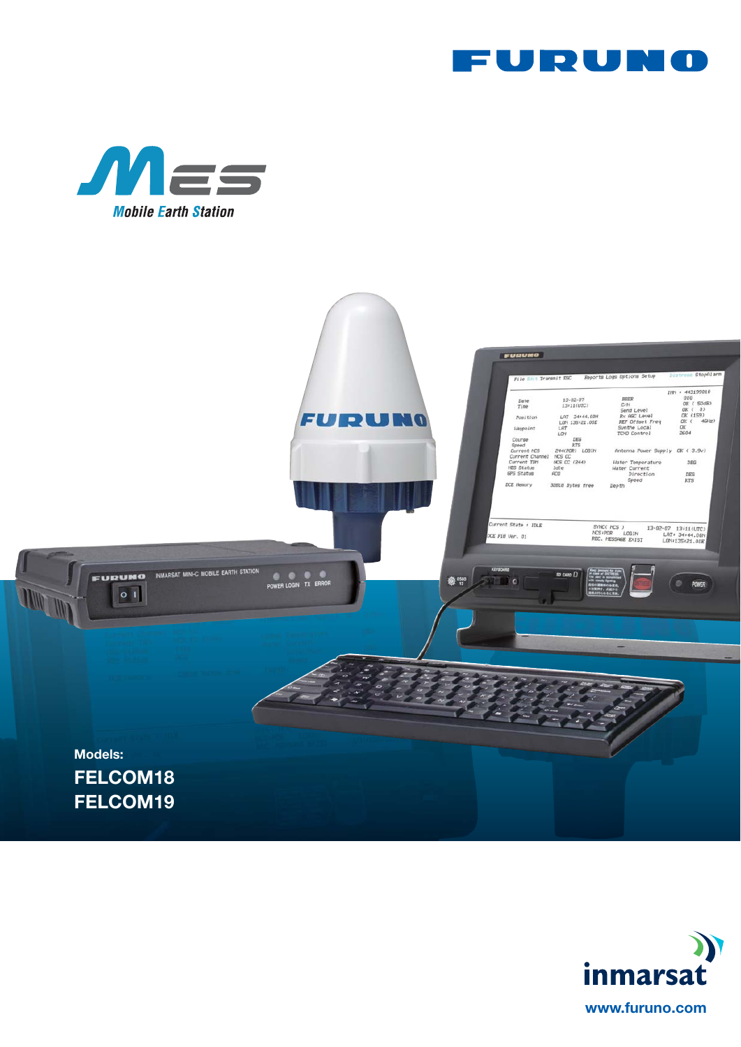# FURUNO

# MES

## Mobile Earth Station

Models:

**FELCOM18**

**FELCOM19**

inmarsat

www.furuno.com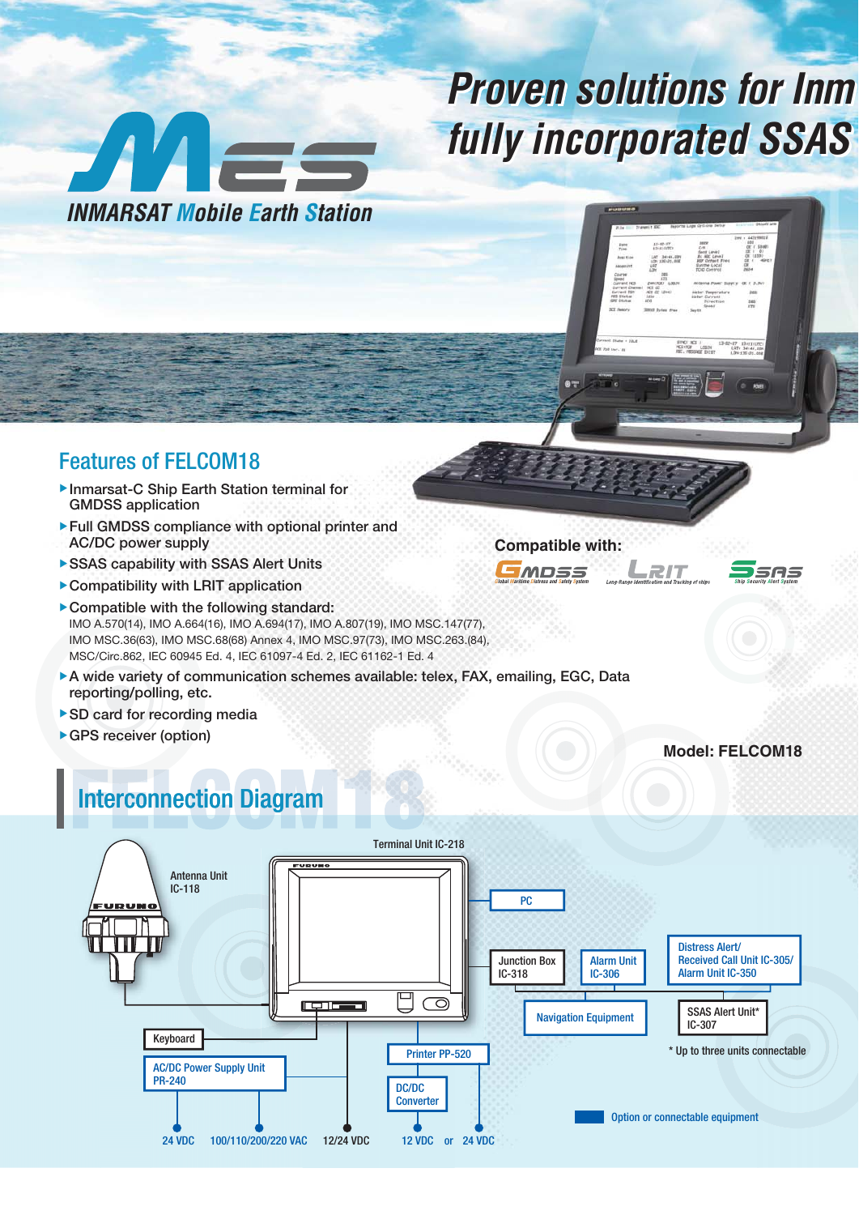# MES

INMARSAT Mobile Earth Station

## Proven solutions for Inm fully incorporated SSAS

## Features of FELCOM18

- Inmarsat-C Ship Earth Station terminal for GMDSS application
- Full GMDSS compliance with optional printer and AC/DC power supply
- SSAS capability with SSAS Alert Units
- Compatibility with LRIT application
- Compatible with the following standard:
  IMO A.570(14), IMO A.664(16), IMO A.694(17), IMO A.807(19), IMO MSC.147(77), IMO MSC.36(63), IMO MSC.68(68) Annex 4, IMO MSC.97(73), IMO MSC.263.(84), MSC/Circ.862, IEC 60945 Ed. 4, IEC 61097-4 Ed. 2, IEC 61162-1 Ed. 4
- A wide variety of communication schemes available: telex, FAX, emailing, EGC, Data reporting/polling, etc.
- SD card for recording media
- GPS receiver (option)

**Compatible with:**

GMDSS — Global Maritime Distress and Safety System
LRIT — Long-Range Identification and Tracking of ships
SSAS — Ship Security Alert System

**Model: FELCOM18**

## Interconnection Diagram

- Antenna Unit IC-118
- Terminal Unit IC-218
- PC
- Junction Box IC-318
- Alarm Unit IC-306
- Distress Alert/ Received Call Unit IC-305/ Alarm Unit IC-350
- Navigation Equipment
- SSAS Alert Unit* IC-307
- Keyboard
- AC/DC Power Supply Unit PR-240
- Printer PP-520
- DC/DC Converter
- 24 VDC
- 100/110/200/220 VAC
- 12/24 VDC
- 12 VDC or 24 VDC

\* Up to three units connectable

Option or connectable equipment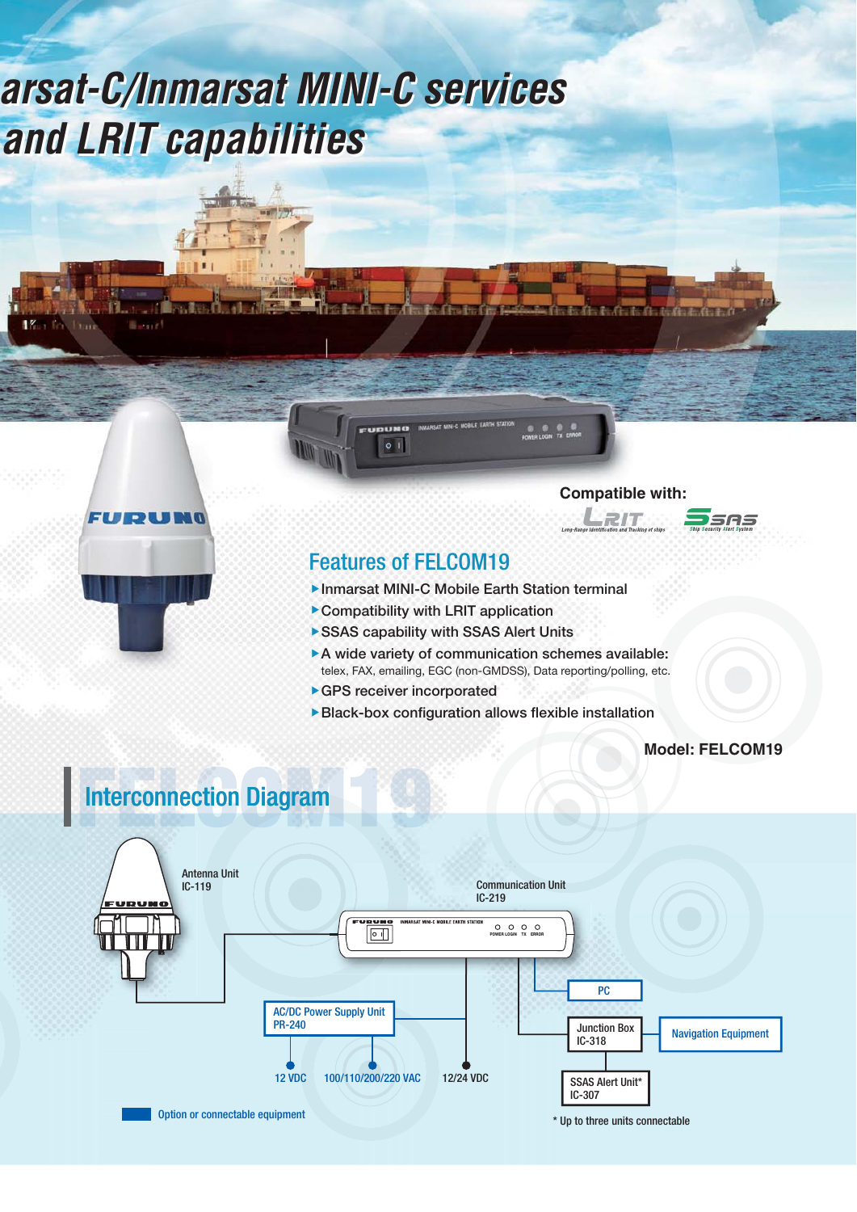# arsat-C/Inmarsat MINI-C services and LRIT capabilities

Compatible with:

LRIT — Long-Range Identification and Tracking of ships

SSAS — Ship Security Alert System

## Features of FELCOM19

- Inmarsat MINI-C Mobile Earth Station terminal
- Compatibility with LRIT application
- SSAS capability with SSAS Alert Units
- A wide variety of communication schemes available:
  telex, FAX, emailing, EGC (non-GMDSS), Data reporting/polling, etc.
- GPS receiver incorporated
- Black-box configuration allows flexible installation

**Model: FELCOM19**

## Interconnection Diagram

Antenna Unit
IC-119

Communication Unit
IC-219

PC

AC/DC Power Supply Unit
PR-240

Junction Box
IC-318

Navigation Equipment

SSAS Alert Unit*
IC-307

12 VDC

100/110/200/220 VAC

12/24 VDC

Option or connectable equipment

\* Up to three units connectable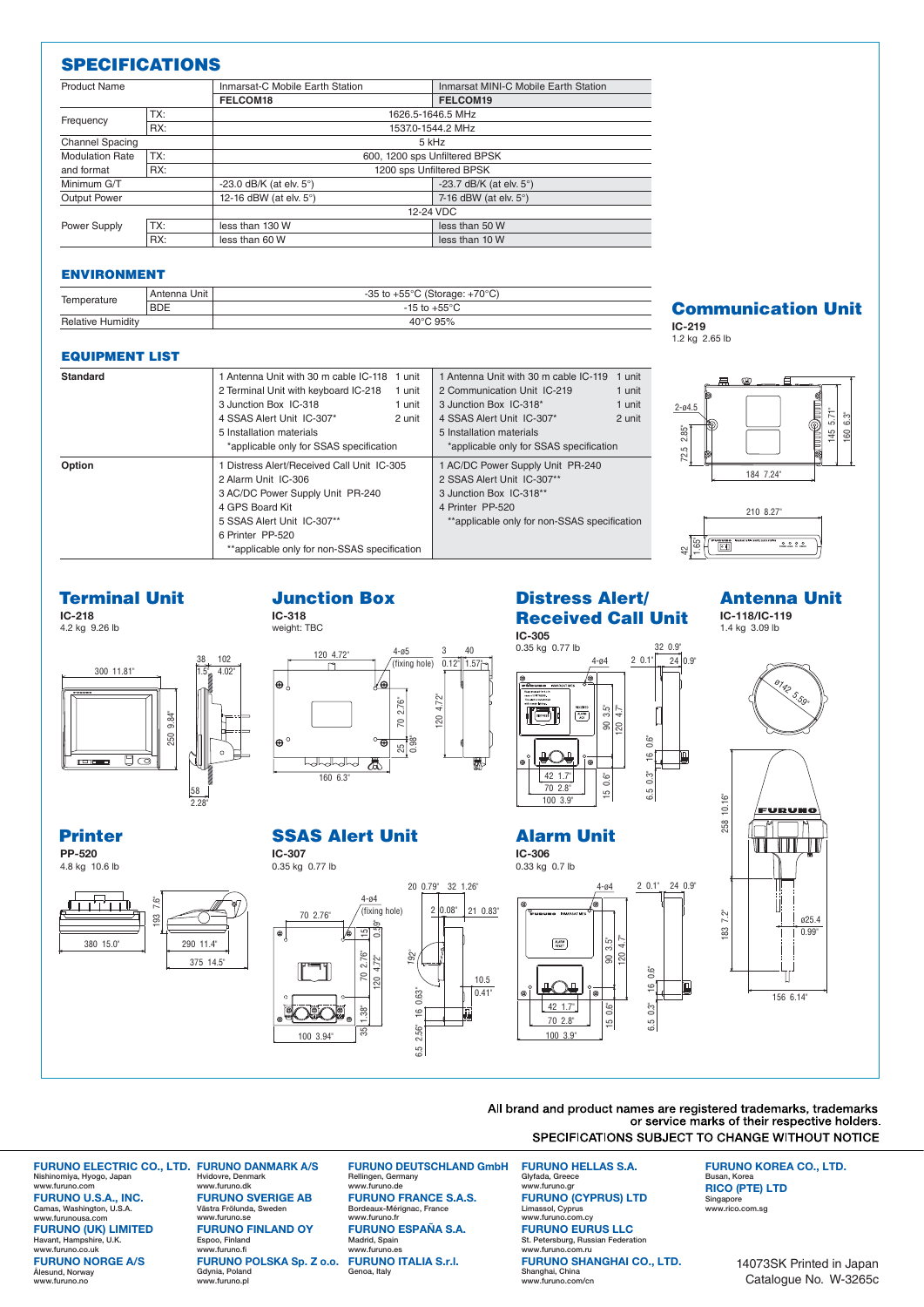## SPECIFICATIONS

| Product Name | | Inmarsat-C Mobile Earth Station | Inmarsat MINI-C Mobile Earth Station |
|---|---|---|---|
| | | **FELCOM18** | **FELCOM19** |
| Frequency | TX: | 1626.5-1646.5 MHz | |
| | RX: | 1537.0-1544.2 MHz | |
| Channel Spacing | | 5 kHz | |
| Modulation Rate and format | TX: | 600, 1200 sps Unfiltered BPSK | |
| | RX: | 1200 sps Unfiltered BPSK | |
| Minimum G/T | | -23.0 dB/K (at elv. 5°) | -23.7 dB/K (at elv. 5°) |
| Output Power | | 12-16 dBW (at elv. 5°) | 7-16 dBW (at elv. 5°) |
| Power Supply | | 12-24 VDC | |
| | TX: | less than 130 W | less than 50 W |
| | RX: | less than 60 W | less than 10 W |

## ENVIRONMENT

| | | |
|---|---|---|
| Temperature | Antenna Unit | -35 to +55°C (Storage: +70°C) |
| | BDE | -15 to +55°C |
| Relative Humidity | | 40°C 95% |

## EQUIPMENT LIST

| | FELCOM18 | FELCOM19 |
|---|---|---|
| **Standard** | 1 Antenna Unit with 30 m cable IC-118 1 unit<br>2 Terminal Unit with keyboard IC-218 1 unit<br>3 Junction Box IC-318 1 unit<br>4 SSAS Alert Unit IC-307* 2 unit<br>5 Installation materials<br>*applicable only for SSAS specification | 1 Antenna Unit with 30 m cable IC-119 1 unit<br>2 Communication Unit IC-219 1 unit<br>3 Junction Box IC-318* 1 unit<br>4 SSAS Alert Unit IC-307* 2 unit<br>5 Installation materials<br>*applicable only for SSAS specification |
| **Option** | 1 Distress Alert/Received Call Unit IC-305<br>2 Alarm Unit IC-306<br>3 AC/DC Power Supply Unit PR-240<br>4 GPS Board Kit<br>5 SSAS Alert Unit IC-307**<br>6 Printer PP-520<br>**applicable only for non-SSAS specification | 1 AC/DC Power Supply Unit PR-240<br>2 SSAS Alert Unit IC-307**<br>3 Junction Box IC-318**<br>4 Printer PP-520<br>**applicable only for non-SSAS specification |

## Communication Unit

**IC-219**
1.2 kg 2.65 lb

2-ø4.5
184 7.24"
72.5 2.85"
145 5.71"
160 6.3"
210 8.27"
42 1.65"

## Terminal Unit

**IC-218**
4.2 kg 9.26 lb

300 11.81"
38 1.5"
102 4.02"
250 9.84"
58 2.28"

## Junction Box

**IC-318**
weight: TBC

120 4.72"
4-ø5 (fixing hole)
3 0.12"
40 1.57"
70 2.76"
120 4.72"
25 0.98"
160 6.3"

## Distress Alert/ Received Call Unit

**IC-305**
0.35 kg 0.77 lb

4-ø4
2 0.1"
32 0.9"
24 0.9"
90 3.5"
120 4.7"
16 0.6"
42 1.7"
70 2.8"
100 3.9"
15 0.6"
6.5 0.3"

## Antenna Unit

**IC-118/IC-119**
1.4 kg 3.09 lb

ø142 5.59"
258 10.16"
183 7.2"
ø25.4 0.99"
156 6.14"

## Printer

**PP-520**
4.8 kg 10.6 lb

380 15.0"
193 7.6"
290 11.4"
375 14.5"

## SSAS Alert Unit

**IC-307**
0.35 kg 0.77 lb

70 2.76"
4-ø4 (fixing hole)
20 0.79"
32 1.26"
2 0.08"
21 0.83"
15 0.59"
70 2.76"
120 4.72"
192°
10.5 0.41"
35 1.38"
16 0.63"
6.5 2.56"
100 3.94"

## Alarm Unit

**IC-306**
0.33 kg 0.7 lb

4-ø4
2 0.1"
24 0.9"
90 3.5"
120 4.7"
16 0.6"
42 1.7"
70 2.8"
100 3.9"
15 0.6"
6.5 0.3"

All brand and product names are registered trademarks, trademarks or service marks of their respective holders.

SPECIFICATIONS SUBJECT TO CHANGE WITHOUT NOTICE

**FURUNO ELECTRIC CO., LTD.** Nishinomiya, Hyogo, Japan www.furuno.com
**FURUNO U.S.A., INC.** Camas, Washington, U.S.A. www.furunousa.com
**FURUNO (UK) LIMITED** Havant, Hampshire, U.K. www.furuno.co.uk
**FURUNO NORGE A/S** Ålesund, Norway www.furuno.no
**FURUNO DANMARK A/S** Hvidovre, Denmark www.furuno.dk
**FURUNO SVERIGE AB** Västra Frölunda, Sweden www.furuno.se
**FURUNO FINLAND OY** Espoo, Finland www.furuno.fi
**FURUNO POLSKA Sp. Z o.o.** Gdynia, Poland www.furuno.pl
**FURUNO DEUTSCHLAND GmbH** Rellingen, Germany www.furuno.de
**FURUNO FRANCE S.A.S.** Bordeaux-Mérignac, France www.furuno.fr
**FURUNO ESPAÑA S.A.** Madrid, Spain www.furuno.es
**FURUNO ITALIA S.r.l.** Genoa, Italy
**FURUNO HELLAS S.A.** Glyfada, Greece www.furuno.gr
**FURUNO (CYPRUS) LTD** Limassol, Cyprus www.furuno.com.cy
**FURUNO EURUS LLC** St. Petersburg, Russian Federation www.furuno.com.ru
**FURUNO SHANGHAI CO., LTD.** Shanghai, China www.furuno.com/cn
**FURUNO KOREA CO., LTD.** Busan, Korea
**RICO (PTE) LTD** Singapore www.rico.com.sg

14073SK Printed in Japan
Catalogue No. W-3265c